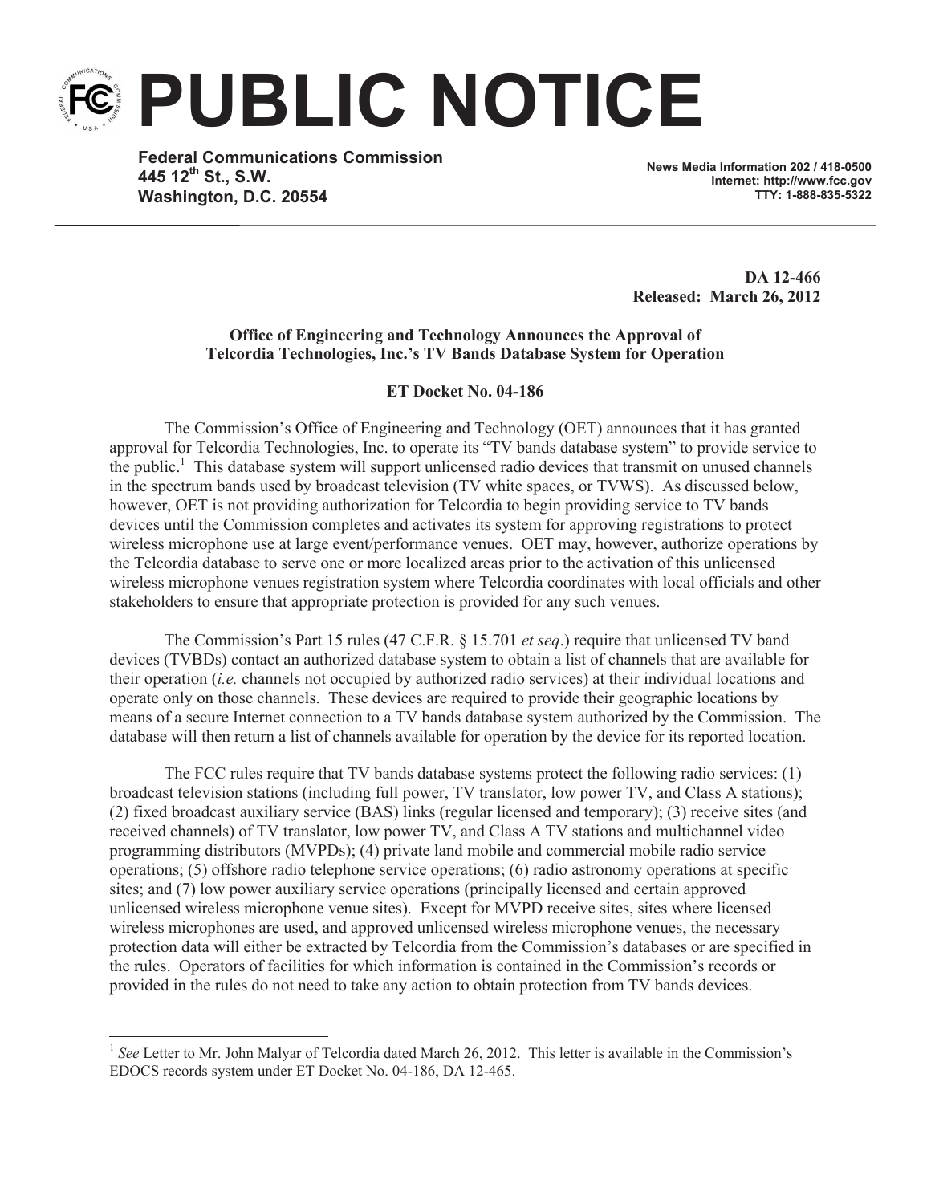# PUBLIC NOTICE

**Federal Communications Commission**
**445 12th St., S.W.**
**Washington, D.C. 20554**

**News Media Information 202 / 418-0500**
**Internet: http://www.fcc.gov**
**TTY: 1-888-835-5322**

**DA 12-466**
**Released: March 26, 2012**

**Office of Engineering and Technology Announces the Approval of Telcordia Technologies, Inc.'s TV Bands Database System for Operation**

**ET Docket No. 04-186**

The Commission's Office of Engineering and Technology (OET) announces that it has granted approval for Telcordia Technologies, Inc. to operate its "TV bands database system" to provide service to the public.[1] This database system will support unlicensed radio devices that transmit on unused channels in the spectrum bands used by broadcast television (TV white spaces, or TVWS). As discussed below, however, OET is not providing authorization for Telcordia to begin providing service to TV bands devices until the Commission completes and activates its system for approving registrations to protect wireless microphone use at large event/performance venues. OET may, however, authorize operations by the Telcordia database to serve one or more localized areas prior to the activation of this unlicensed wireless microphone venues registration system where Telcordia coordinates with local officials and other stakeholders to ensure that appropriate protection is provided for any such venues.

The Commission's Part 15 rules (47 C.F.R. § 15.701 *et seq*.) require that unlicensed TV band devices (TVBDs) contact an authorized database system to obtain a list of channels that are available for their operation (*i.e.* channels not occupied by authorized radio services) at their individual locations and operate only on those channels. These devices are required to provide their geographic locations by means of a secure Internet connection to a TV bands database system authorized by the Commission. The database will then return a list of channels available for operation by the device for its reported location.

The FCC rules require that TV bands database systems protect the following radio services: (1) broadcast television stations (including full power, TV translator, low power TV, and Class A stations); (2) fixed broadcast auxiliary service (BAS) links (regular licensed and temporary); (3) receive sites (and received channels) of TV translator, low power TV, and Class A TV stations and multichannel video programming distributors (MVPDs); (4) private land mobile and commercial mobile radio service operations; (5) offshore radio telephone service operations; (6) radio astronomy operations at specific sites; and (7) low power auxiliary service operations (principally licensed and certain approved unlicensed wireless microphone venue sites). Except for MVPD receive sites, sites where licensed wireless microphones are used, and approved unlicensed wireless microphone venues, the necessary protection data will either be extracted by Telcordia from the Commission's databases or are specified in the rules. Operators of facilities for which information is contained in the Commission's records or provided in the rules do not need to take any action to obtain protection from TV bands devices.

[1] *See* Letter to Mr. John Malyar of Telcordia dated March 26, 2012. This letter is available in the Commission's EDOCS records system under ET Docket No. 04-186, DA 12-465.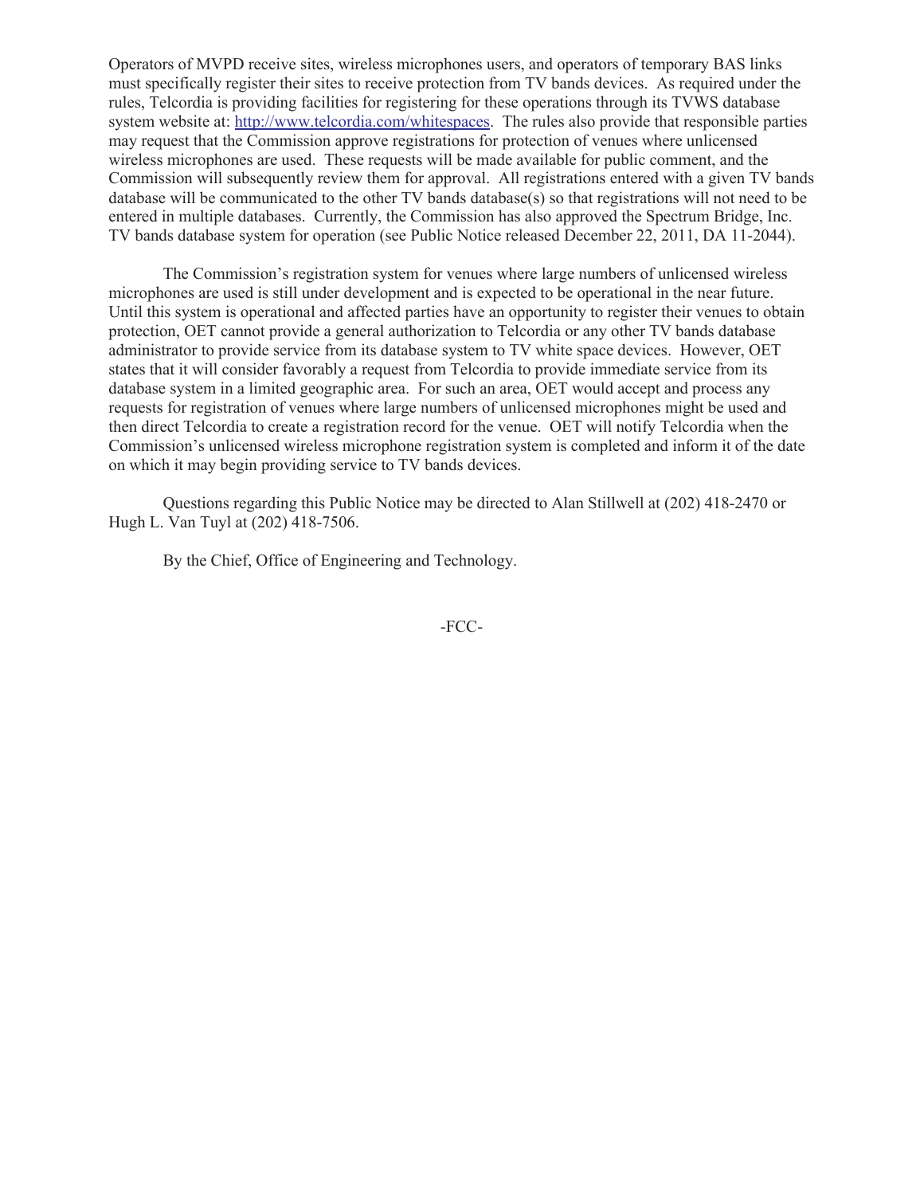Operators of MVPD receive sites, wireless microphones users, and operators of temporary BAS links must specifically register their sites to receive protection from TV bands devices. As required under the rules, Telcordia is providing facilities for registering for these operations through its TVWS database system website at: [http://www.telcordia.com/whitespaces](http://www.telcordia.com/whitespaces). The rules also provide that responsible parties may request that the Commission approve registrations for protection of venues where unlicensed wireless microphones are used. These requests will be made available for public comment, and the Commission will subsequently review them for approval. All registrations entered with a given TV bands database will be communicated to the other TV bands database(s) so that registrations will not need to be entered in multiple databases. Currently, the Commission has also approved the Spectrum Bridge, Inc. TV bands database system for operation (see Public Notice released December 22, 2011, DA 11-2044).

The Commission's registration system for venues where large numbers of unlicensed wireless microphones are used is still under development and is expected to be operational in the near future. Until this system is operational and affected parties have an opportunity to register their venues to obtain protection, OET cannot provide a general authorization to Telcordia or any other TV bands database administrator to provide service from its database system to TV white space devices. However, OET states that it will consider favorably a request from Telcordia to provide immediate service from its database system in a limited geographic area. For such an area, OET would accept and process any requests for registration of venues where large numbers of unlicensed microphones might be used and then direct Telcordia to create a registration record for the venue. OET will notify Telcordia when the Commission's unlicensed wireless microphone registration system is completed and inform it of the date on which it may begin providing service to TV bands devices.

Questions regarding this Public Notice may be directed to Alan Stillwell at (202) 418-2470 or Hugh L. Van Tuyl at (202) 418-7506.

By the Chief, Office of Engineering and Technology.

-FCC-